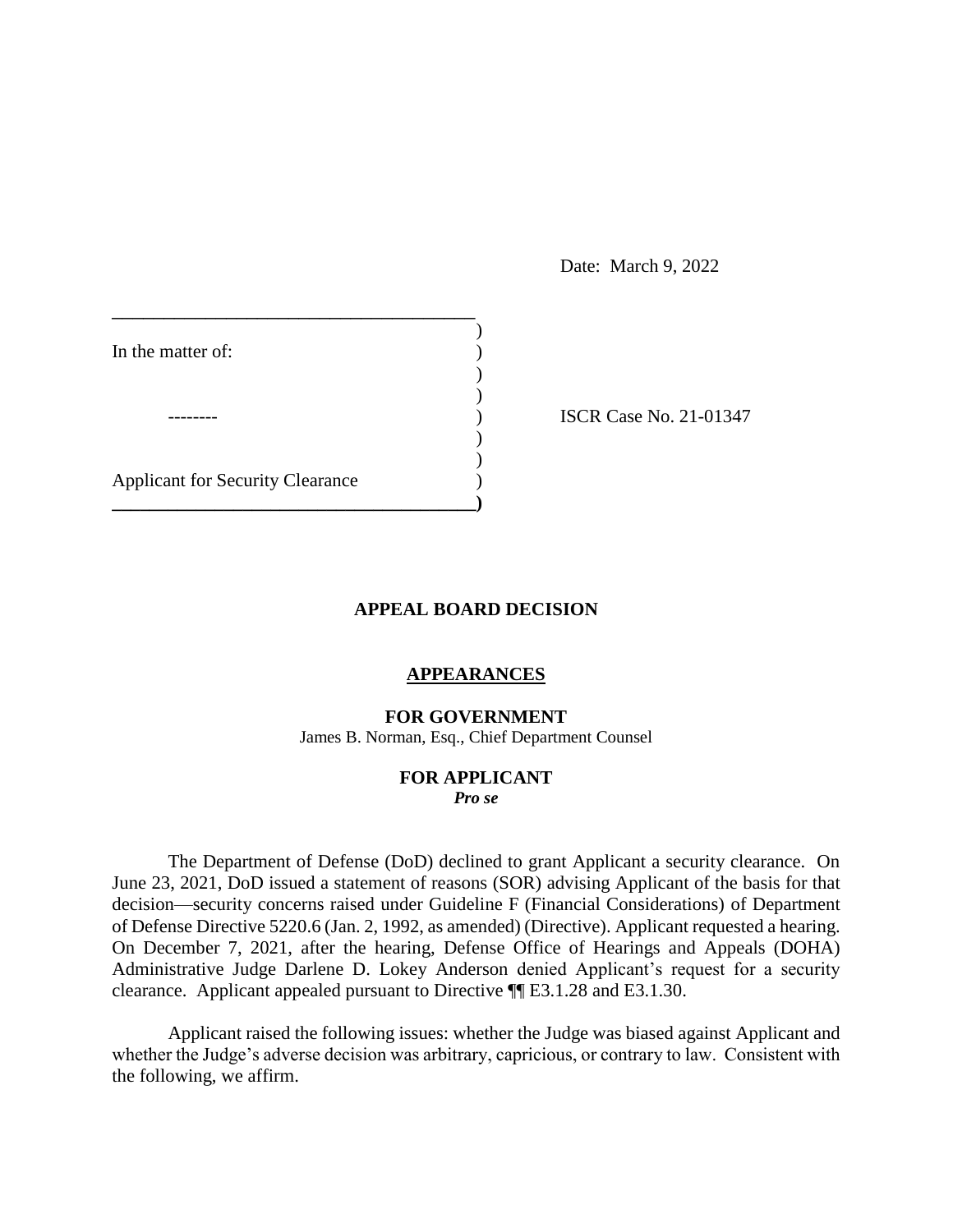Date: March 9, 2022

In the matter of:

--------

Applicant for Security Clearance

ISCR Case No. 21-01347

## APPEAL BOARD DECISION

### APPEARANCES

**FOR GOVERNMENT**
James B. Norman, Esq., Chief Department Counsel

**FOR APPLICANT**
***Pro se***

The Department of Defense (DoD) declined to grant Applicant a security clearance. On June 23, 2021, DoD issued a statement of reasons (SOR) advising Applicant of the basis for that decision—security concerns raised under Guideline F (Financial Considerations) of Department of Defense Directive 5220.6 (Jan. 2, 1992, as amended) (Directive). Applicant requested a hearing. On December 7, 2021, after the hearing, Defense Office of Hearings and Appeals (DOHA) Administrative Judge Darlene D. Lokey Anderson denied Applicant's request for a security clearance. Applicant appealed pursuant to Directive ¶¶ E3.1.28 and E3.1.30.

Applicant raised the following issues: whether the Judge was biased against Applicant and whether the Judge's adverse decision was arbitrary, capricious, or contrary to law. Consistent with the following, we affirm.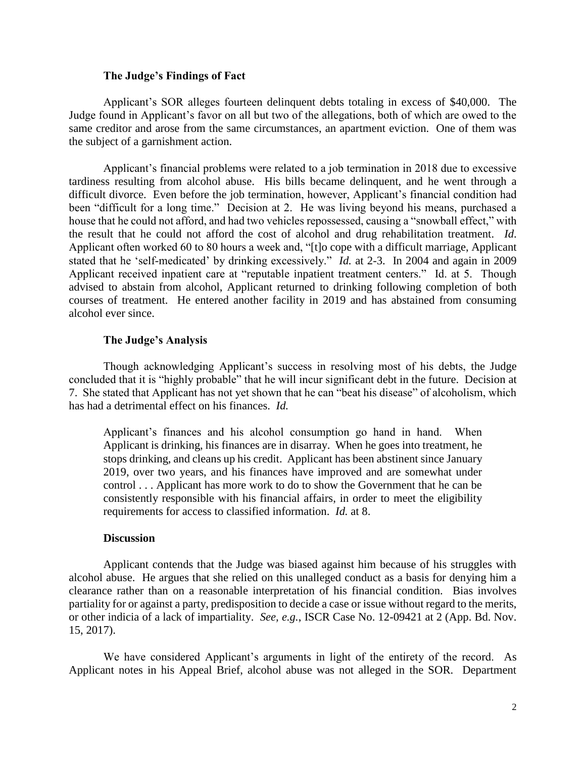### The Judge's Findings of Fact

Applicant's SOR alleges fourteen delinquent debts totaling in excess of $40,000. The Judge found in Applicant's favor on all but two of the allegations, both of which are owed to the same creditor and arose from the same circumstances, an apartment eviction. One of them was the subject of a garnishment action.

Applicant's financial problems were related to a job termination in 2018 due to excessive tardiness resulting from alcohol abuse. His bills became delinquent, and he went through a difficult divorce. Even before the job termination, however, Applicant's financial condition had been "difficult for a long time." Decision at 2. He was living beyond his means, purchased a house that he could not afford, and had two vehicles repossessed, causing a "snowball effect," with the result that he could not afford the cost of alcohol and drug rehabilitation treatment. *Id*. Applicant often worked 60 to 80 hours a week and, "[t]o cope with a difficult marriage, Applicant stated that he 'self-medicated' by drinking excessively." *Id.* at 2-3. In 2004 and again in 2009 Applicant received inpatient care at "reputable inpatient treatment centers." Id. at 5. Though advised to abstain from alcohol, Applicant returned to drinking following completion of both courses of treatment. He entered another facility in 2019 and has abstained from consuming alcohol ever since.

### The Judge's Analysis

Though acknowledging Applicant's success in resolving most of his debts, the Judge concluded that it is "highly probable" that he will incur significant debt in the future. Decision at 7. She stated that Applicant has not yet shown that he can "beat his disease" of alcoholism, which has had a detrimental effect on his finances. *Id.*

> Applicant's finances and his alcohol consumption go hand in hand. When Applicant is drinking, his finances are in disarray. When he goes into treatment, he stops drinking, and cleans up his credit. Applicant has been abstinent since January 2019, over two years, and his finances have improved and are somewhat under control . . . Applicant has more work to do to show the Government that he can be consistently responsible with his financial affairs, in order to meet the eligibility requirements for access to classified information. *Id.* at 8.

### Discussion

Applicant contends that the Judge was biased against him because of his struggles with alcohol abuse. He argues that she relied on this unalleged conduct as a basis for denying him a clearance rather than on a reasonable interpretation of his financial condition. Bias involves partiality for or against a party, predisposition to decide a case or issue without regard to the merits, or other indicia of a lack of impartiality. *See, e.g.*, ISCR Case No. 12-09421 at 2 (App. Bd. Nov. 15, 2017).

We have considered Applicant's arguments in light of the entirety of the record. As Applicant notes in his Appeal Brief, alcohol abuse was not alleged in the SOR. Department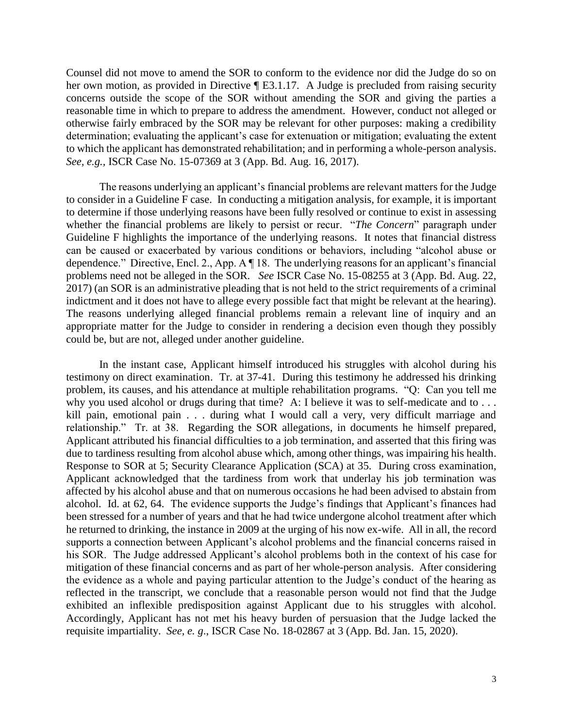Counsel did not move to amend the SOR to conform to the evidence nor did the Judge do so on her own motion, as provided in Directive ¶ E3.1.17. A Judge is precluded from raising security concerns outside the scope of the SOR without amending the SOR and giving the parties a reasonable time in which to prepare to address the amendment. However, conduct not alleged or otherwise fairly embraced by the SOR may be relevant for other purposes: making a credibility determination; evaluating the applicant's case for extenuation or mitigation; evaluating the extent to which the applicant has demonstrated rehabilitation; and in performing a whole-person analysis. *See, e.g.,* ISCR Case No. 15-07369 at 3 (App. Bd. Aug. 16, 2017).

The reasons underlying an applicant's financial problems are relevant matters for the Judge to consider in a Guideline F case. In conducting a mitigation analysis, for example, it is important to determine if those underlying reasons have been fully resolved or continue to exist in assessing whether the financial problems are likely to persist or recur. "*The Concern*" paragraph under Guideline F highlights the importance of the underlying reasons. It notes that financial distress can be caused or exacerbated by various conditions or behaviors, including "alcohol abuse or dependence." Directive, Encl. 2., App. A ¶ 18. The underlying reasons for an applicant's financial problems need not be alleged in the SOR. *See* ISCR Case No. 15-08255 at 3 (App. Bd. Aug. 22, 2017) (an SOR is an administrative pleading that is not held to the strict requirements of a criminal indictment and it does not have to allege every possible fact that might be relevant at the hearing). The reasons underlying alleged financial problems remain a relevant line of inquiry and an appropriate matter for the Judge to consider in rendering a decision even though they possibly could be, but are not, alleged under another guideline.

In the instant case, Applicant himself introduced his struggles with alcohol during his testimony on direct examination. Tr. at 37-41. During this testimony he addressed his drinking problem, its causes, and his attendance at multiple rehabilitation programs. "Q: Can you tell me why you used alcohol or drugs during that time? A: I believe it was to self-medicate and to . . . kill pain, emotional pain . . . during what I would call a very, very difficult marriage and relationship." Tr. at 38. Regarding the SOR allegations, in documents he himself prepared, Applicant attributed his financial difficulties to a job termination, and asserted that this firing was due to tardiness resulting from alcohol abuse which, among other things, was impairing his health. Response to SOR at 5; Security Clearance Application (SCA) at 35. During cross examination, Applicant acknowledged that the tardiness from work that underlay his job termination was affected by his alcohol abuse and that on numerous occasions he had been advised to abstain from alcohol. Id. at 62, 64. The evidence supports the Judge's findings that Applicant's finances had been stressed for a number of years and that he had twice undergone alcohol treatment after which he returned to drinking, the instance in 2009 at the urging of his now ex-wife. All in all, the record supports a connection between Applicant's alcohol problems and the financial concerns raised in his SOR. The Judge addressed Applicant's alcohol problems both in the context of his case for mitigation of these financial concerns and as part of her whole-person analysis. After considering the evidence as a whole and paying particular attention to the Judge's conduct of the hearing as reflected in the transcript, we conclude that a reasonable person would not find that the Judge exhibited an inflexible predisposition against Applicant due to his struggles with alcohol. Accordingly, Applicant has not met his heavy burden of persuasion that the Judge lacked the requisite impartiality. *See, e. g.,* ISCR Case No. 18-02867 at 3 (App. Bd. Jan. 15, 2020).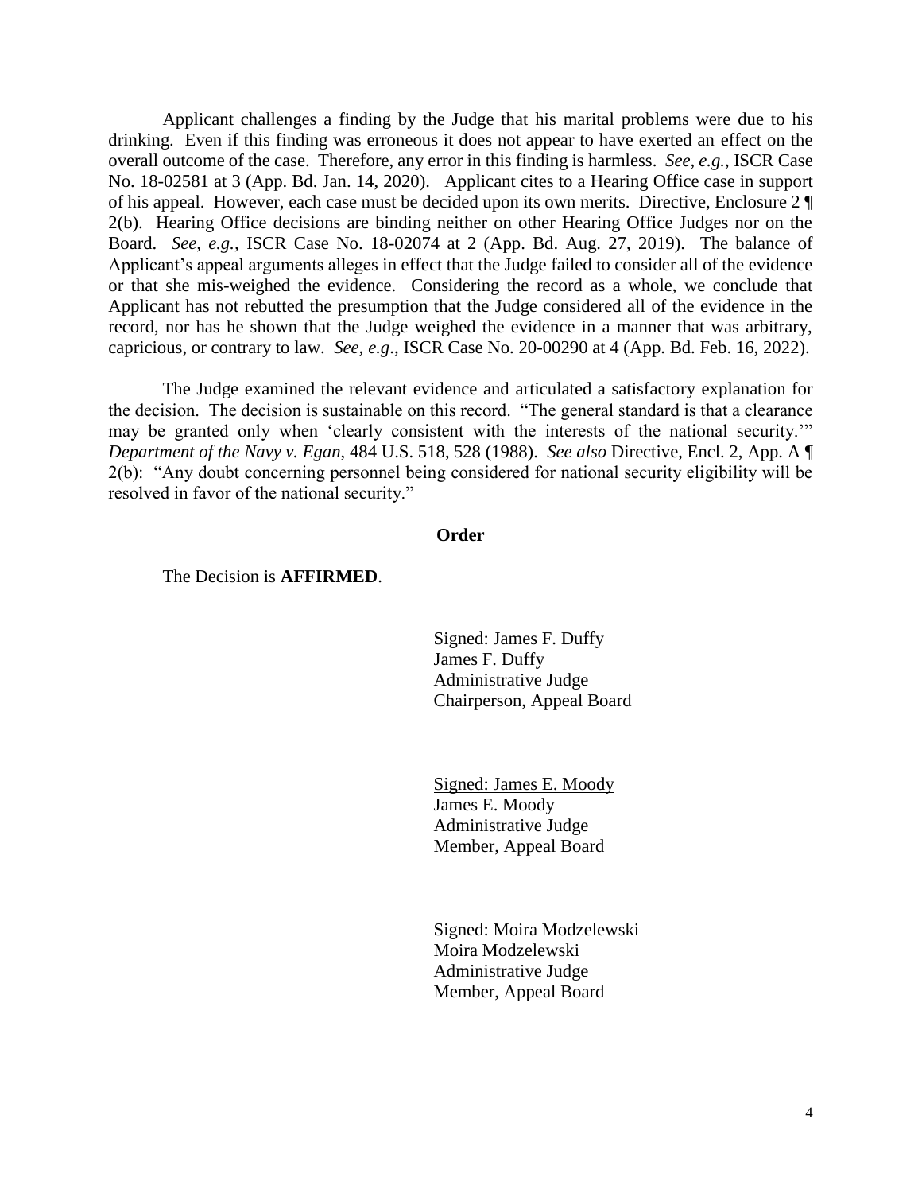Applicant challenges a finding by the Judge that his marital problems were due to his drinking. Even if this finding was erroneous it does not appear to have exerted an effect on the overall outcome of the case. Therefore, any error in this finding is harmless. *See, e.g.*, ISCR Case No. 18-02581 at 3 (App. Bd. Jan. 14, 2020). Applicant cites to a Hearing Office case in support of his appeal. However, each case must be decided upon its own merits. Directive, Enclosure 2 ¶ 2(b). Hearing Office decisions are binding neither on other Hearing Office Judges nor on the Board. *See, e.g.,* ISCR Case No. 18-02074 at 2 (App. Bd. Aug. 27, 2019). The balance of Applicant's appeal arguments alleges in effect that the Judge failed to consider all of the evidence or that she mis-weighed the evidence. Considering the record as a whole, we conclude that Applicant has not rebutted the presumption that the Judge considered all of the evidence in the record, nor has he shown that the Judge weighed the evidence in a manner that was arbitrary, capricious, or contrary to law. *See, e.g*., ISCR Case No. 20-00290 at 4 (App. Bd. Feb. 16, 2022).

The Judge examined the relevant evidence and articulated a satisfactory explanation for the decision. The decision is sustainable on this record. "The general standard is that a clearance may be granted only when 'clearly consistent with the interests of the national security.'" *Department of the Navy v. Egan*, 484 U.S. 518, 528 (1988). *See also* Directive, Encl. 2, App. A ¶ 2(b): "Any doubt concerning personnel being considered for national security eligibility will be resolved in favor of the national security."

**Order**

The Decision is **AFFIRMED**.

Signed: James F. Duffy
James F. Duffy
Administrative Judge
Chairperson, Appeal Board

Signed: James E. Moody
James E. Moody
Administrative Judge
Member, Appeal Board

Signed: Moira Modzelewski
Moira Modzelewski
Administrative Judge
Member, Appeal Board